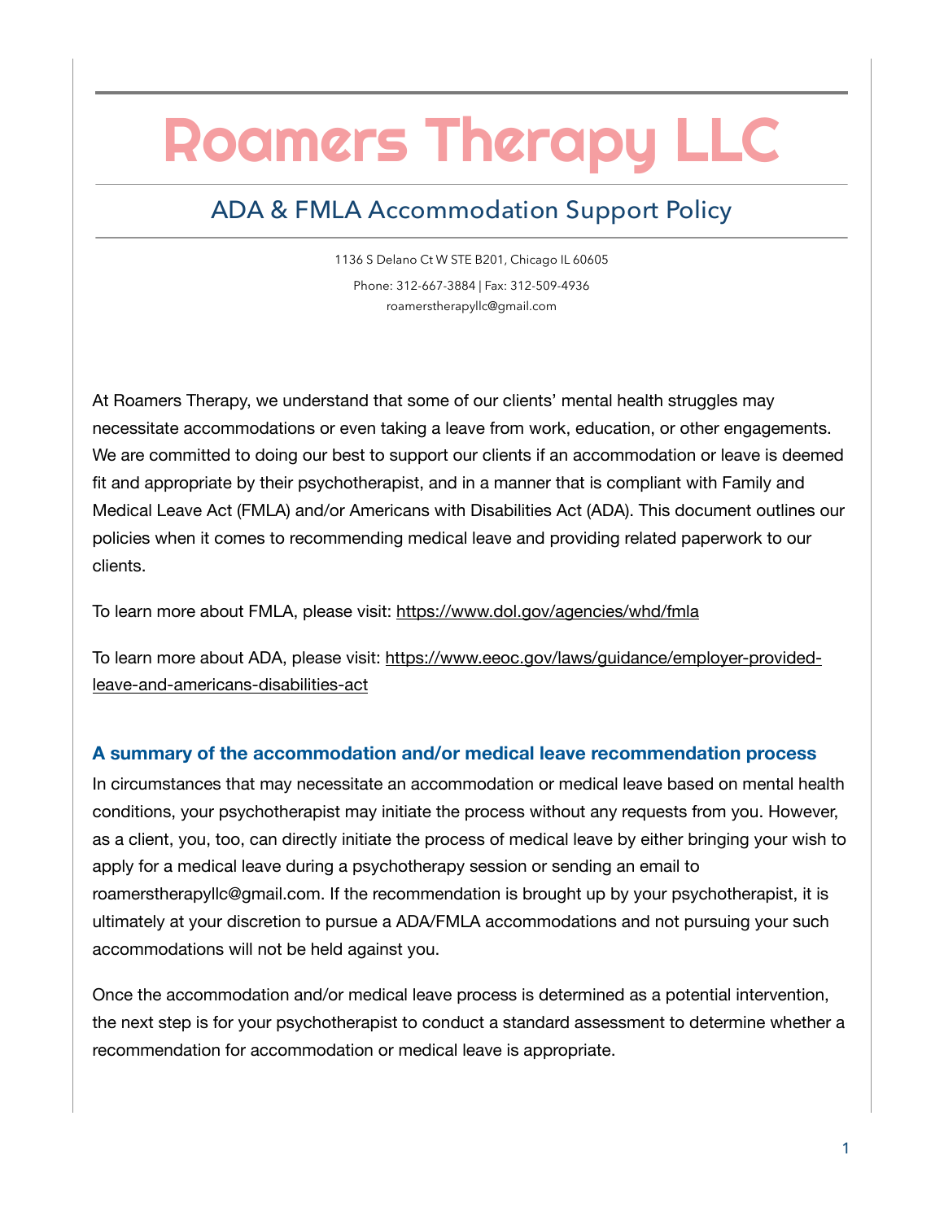# Roamers Therapy LLC

## ADA & FMLA Accommodation Support Policy

1136 S Delano Ct W STE B201, Chicago IL 60605

Phone: 312-667-3884 | Fax: 312-509-4936

roamerstherapyllc@gmail.com

At Roamers Therapy, we understand that some of our clients' mental health struggles may necessitate accommodations or even taking a leave from work, education, or other engagements. We are committed to doing our best to support our clients if an accommodation or leave is deemed fit and appropriate by their psychotherapist, and in a manner that is compliant with Family and Medical Leave Act (FMLA) and/or Americans with Disabilities Act (ADA). This document outlines our policies when it comes to recommending medical leave and providing related paperwork to our clients.

To learn more about FMLA, please visit: https://www.dol.gov/agencies/whd/fmla

To learn more about ADA, please visit: https://www.eeoc.gov/laws/guidance/employer-provided-leave-and-americans-disabilities-act

### A summary of the accommodation and/or medical leave recommendation process

In circumstances that may necessitate an accommodation or medical leave based on mental health conditions, your psychotherapist may initiate the process without any requests from you. However, as a client, you, too, can directly initiate the process of medical leave by either bringing your wish to apply for a medical leave during a psychotherapy session or sending an email to roamerstherapyllc@gmail.com. If the recommendation is brought up by your psychotherapist, it is ultimately at your discretion to pursue a ADA/FMLA accommodations and not pursuing your such accommodations will not be held against you.

Once the accommodation and/or medical leave process is determined as a potential intervention, the next step is for your psychotherapist to conduct a standard assessment to determine whether a recommendation for accommodation or medical leave is appropriate.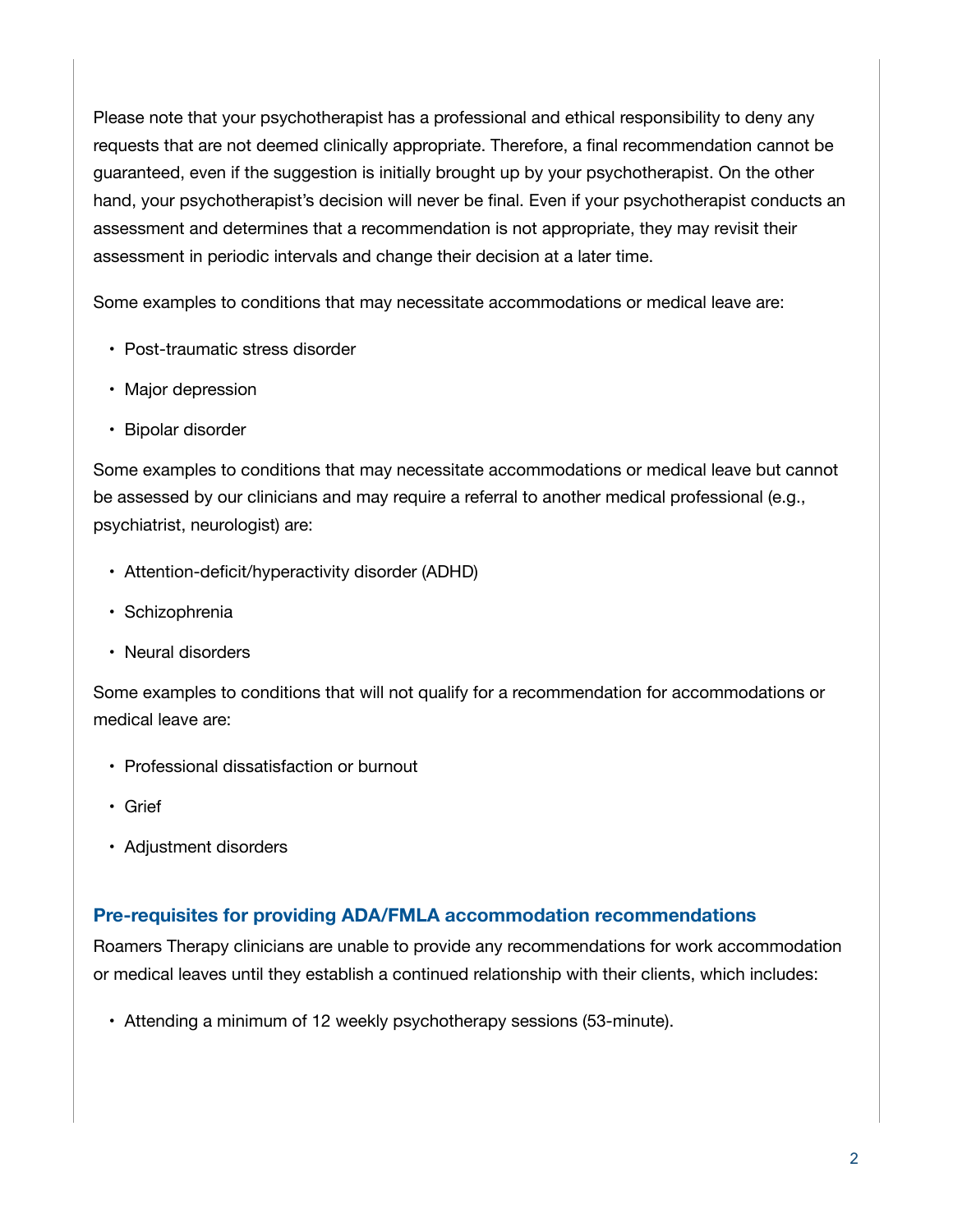Please note that your psychotherapist has a professional and ethical responsibility to deny any requests that are not deemed clinically appropriate. Therefore, a final recommendation cannot be guaranteed, even if the suggestion is initially brought up by your psychotherapist. On the other hand, your psychotherapist's decision will never be final. Even if your psychotherapist conducts an assessment and determines that a recommendation is not appropriate, they may revisit their assessment in periodic intervals and change their decision at a later time.

Some examples to conditions that may necessitate accommodations or medical leave are:

- Post-traumatic stress disorder
- Major depression
- Bipolar disorder

Some examples to conditions that may necessitate accommodations or medical leave but cannot be assessed by our clinicians and may require a referral to another medical professional (e.g., psychiatrist, neurologist) are:

- Attention-deficit/hyperactivity disorder (ADHD)
- Schizophrenia
- Neural disorders

Some examples to conditions that will not qualify for a recommendation for accommodations or medical leave are:

- Professional dissatisfaction or burnout
- Grief
- Adjustment disorders

### Pre-requisites for providing ADA/FMLA accommodation recommendations

Roamers Therapy clinicians are unable to provide any recommendations for work accommodation or medical leaves until they establish a continued relationship with their clients, which includes:

- Attending a minimum of 12 weekly psychotherapy sessions (53-minute).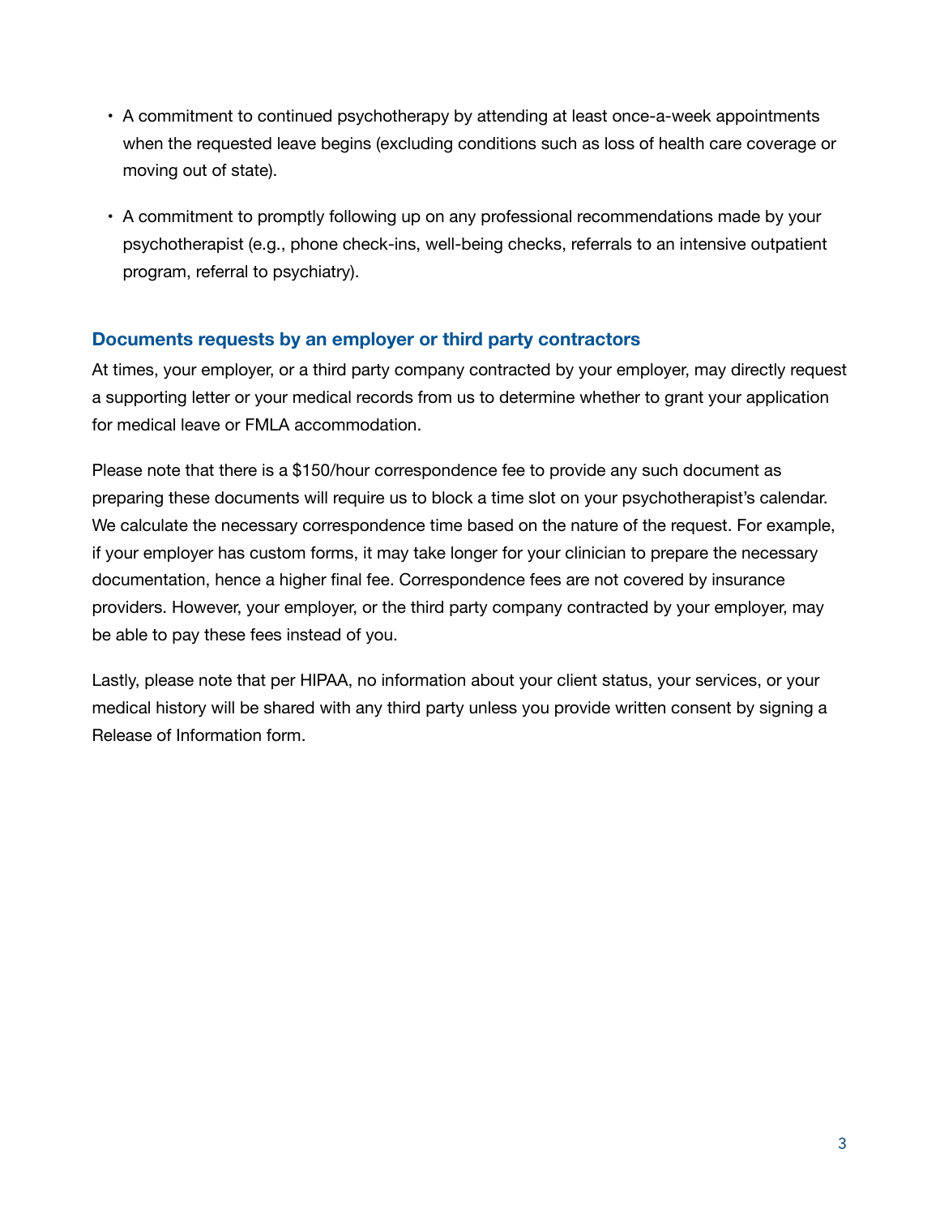- A commitment to continued psychotherapy by attending at least once-a-week appointments when the requested leave begins (excluding conditions such as loss of health care coverage or moving out of state).

- A commitment to promptly following up on any professional recommendations made by your psychotherapist (e.g., phone check-ins, well-being checks, referrals to an intensive outpatient program, referral to psychiatry).

### Documents requests by an employer or third party contractors

At times, your employer, or a third party company contracted by your employer, may directly request a supporting letter or your medical records from us to determine whether to grant your application for medical leave or FMLA accommodation.

Please note that there is a $150/hour correspondence fee to provide any such document as preparing these documents will require us to block a time slot on your psychotherapist's calendar. We calculate the necessary correspondence time based on the nature of the request. For example, if your employer has custom forms, it may take longer for your clinician to prepare the necessary documentation, hence a higher final fee. Correspondence fees are not covered by insurance providers. However, your employer, or the third party company contracted by your employer, may be able to pay these fees instead of you.

Lastly, please note that per HIPAA, no information about your client status, your services, or your medical history will be shared with any third party unless you provide written consent by signing a Release of Information form.